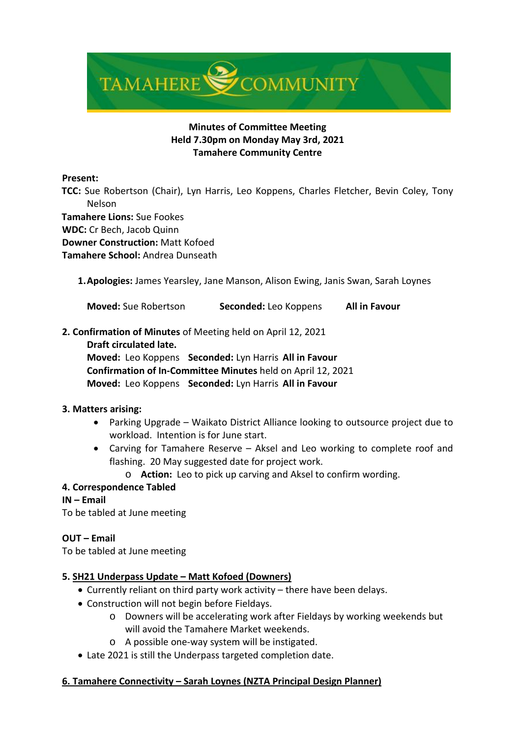TAMAHERE COMMUNITY

**Minutes of Committee Meeting**
**Held 7.30pm on Monday May 3rd, 2021**
**Tamahere Community Centre**

**Present:**
**TCC:** Sue Robertson (Chair), Lyn Harris, Leo Koppens, Charles Fletcher, Bevin Coley, Tony Nelson
**Tamahere Lions:** Sue Fookes
**WDC:** Cr Bech, Jacob Quinn
**Downer Construction:** Matt Kofoed
**Tamahere School:** Andrea Dunseath

1. **Apologies:** James Yearsley, Jane Manson, Alison Ewing, Janis Swan, Sarah Loynes

   **Moved:** Sue Robertson **Seconded:** Leo Koppens **All in Favour**

2. **Confirmation of Minutes** of Meeting held on April 12, 2021
   **Draft circulated late.**
   **Moved:** Leo Koppens **Seconded:** Lyn Harris **All in Favour**
   **Confirmation of In-Committee Minutes** held on April 12, 2021
   **Moved:** Leo Koppens **Seconded:** Lyn Harris **All in Favour**

3. **Matters arising:**
   - Parking Upgrade – Waikato District Alliance looking to outsource project due to workload. Intention is for June start.
   - Carving for Tamahere Reserve – Aksel and Leo working to complete roof and flashing. 20 May suggested date for project work.
     - **Action:** Leo to pick up carving and Aksel to confirm wording.

4. **Correspondence Tabled**

**IN – Email**
To be tabled at June meeting

**OUT – Email**
To be tabled at June meeting

5. **SH21 Underpass Update – Matt Kofoed (Downers)**
   - Currently reliant on third party work activity – there have been delays.
   - Construction will not begin before Fieldays.
     - Downers will be accelerating work after Fieldays by working weekends but will avoid the Tamahere Market weekends.
     - A possible one-way system will be instigated.
   - Late 2021 is still the Underpass targeted completion date.

6. **Tamahere Connectivity – Sarah Loynes (NZTA Principal Design Planner)**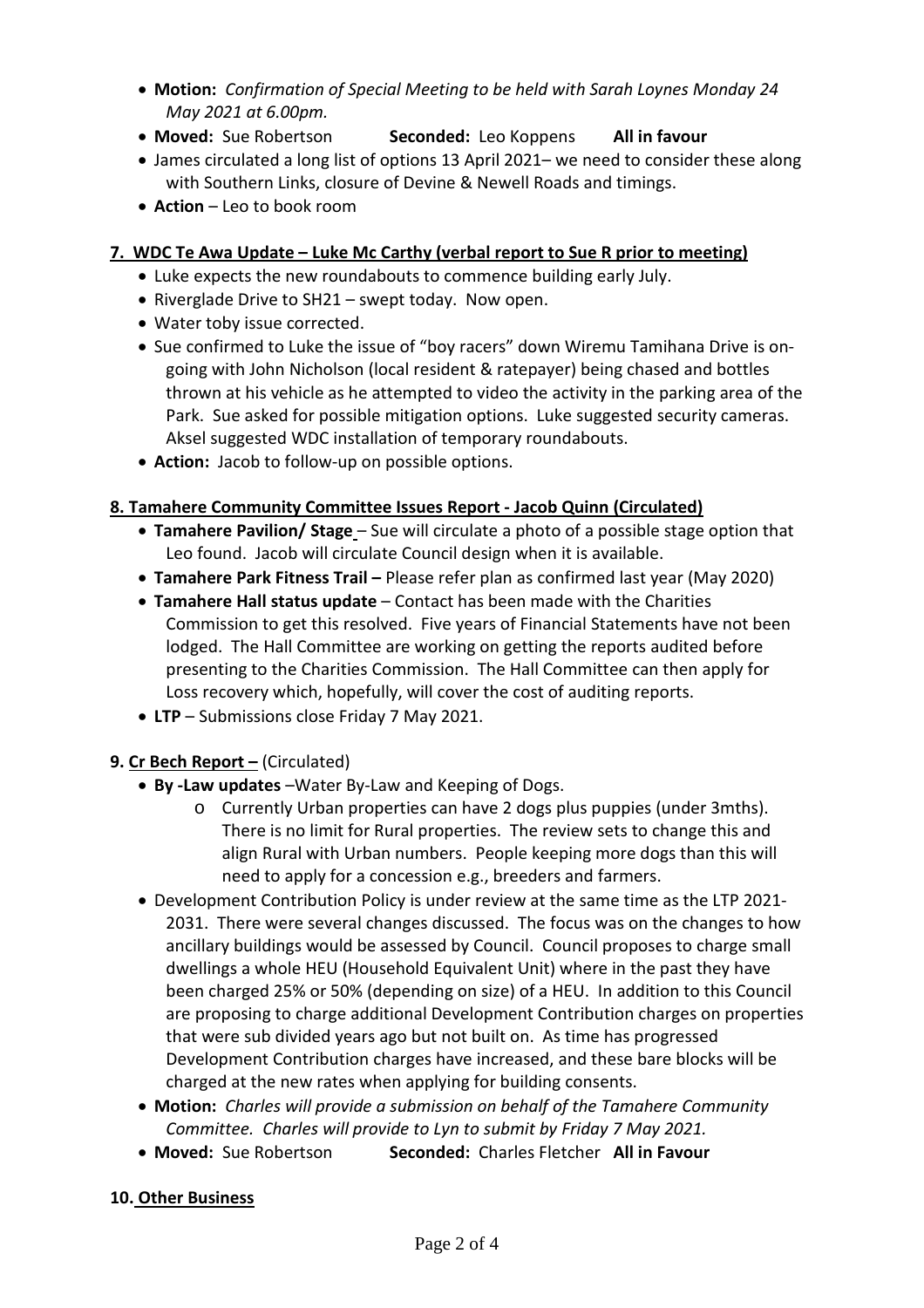- **Motion:** *Confirmation of Special Meeting to be held with Sarah Loynes Monday 24 May 2021 at 6.00pm.*
- **Moved:** Sue Robertson **Seconded:** Leo Koppens **All in favour**
- James circulated a long list of options 13 April 2021– we need to consider these along with Southern Links, closure of Devine & Newell Roads and timings.
- **Action** – Leo to book room

**7. WDC Te Awa Update – Luke Mc Carthy (verbal report to Sue R prior to meeting)**

- Luke expects the new roundabouts to commence building early July.
- Riverglade Drive to SH21 – swept today. Now open.
- Water toby issue corrected.
- Sue confirmed to Luke the issue of "boy racers" down Wiremu Tamihana Drive is on-going with John Nicholson (local resident & ratepayer) being chased and bottles thrown at his vehicle as he attempted to video the activity in the parking area of the Park. Sue asked for possible mitigation options. Luke suggested security cameras. Aksel suggested WDC installation of temporary roundabouts.
- **Action:** Jacob to follow-up on possible options.

**8. Tamahere Community Committee Issues Report - Jacob Quinn (Circulated)**

- **Tamahere Pavilion/ Stage** – Sue will circulate a photo of a possible stage option that Leo found. Jacob will circulate Council design when it is available.
- **Tamahere Park Fitness Trail –** Please refer plan as confirmed last year (May 2020)
- **Tamahere Hall status update** – Contact has been made with the Charities Commission to get this resolved. Five years of Financial Statements have not been lodged. The Hall Committee are working on getting the reports audited before presenting to the Charities Commission. The Hall Committee can then apply for Loss recovery which, hopefully, will cover the cost of auditing reports.
- **LTP** – Submissions close Friday 7 May 2021.

**9. Cr Bech Report –** (Circulated)

- **By -Law updates** –Water By-Law and Keeping of Dogs.
  - Currently Urban properties can have 2 dogs plus puppies (under 3mths). There is no limit for Rural properties. The review sets to change this and align Rural with Urban numbers. People keeping more dogs than this will need to apply for a concession e.g., breeders and farmers.
- Development Contribution Policy is under review at the same time as the LTP 2021-2031. There were several changes discussed. The focus was on the changes to how ancillary buildings would be assessed by Council. Council proposes to charge small dwellings a whole HEU (Household Equivalent Unit) where in the past they have been charged 25% or 50% (depending on size) of a HEU. In addition to this Council are proposing to charge additional Development Contribution charges on properties that were sub divided years ago but not built on. As time has progressed Development Contribution charges have increased, and these bare blocks will be charged at the new rates when applying for building consents.
- **Motion:** *Charles will provide a submission on behalf of the Tamahere Community Committee. Charles will provide to Lyn to submit by Friday 7 May 2021.*
- **Moved:** Sue Robertson **Seconded:** Charles Fletcher **All in Favour**

**10. Other Business**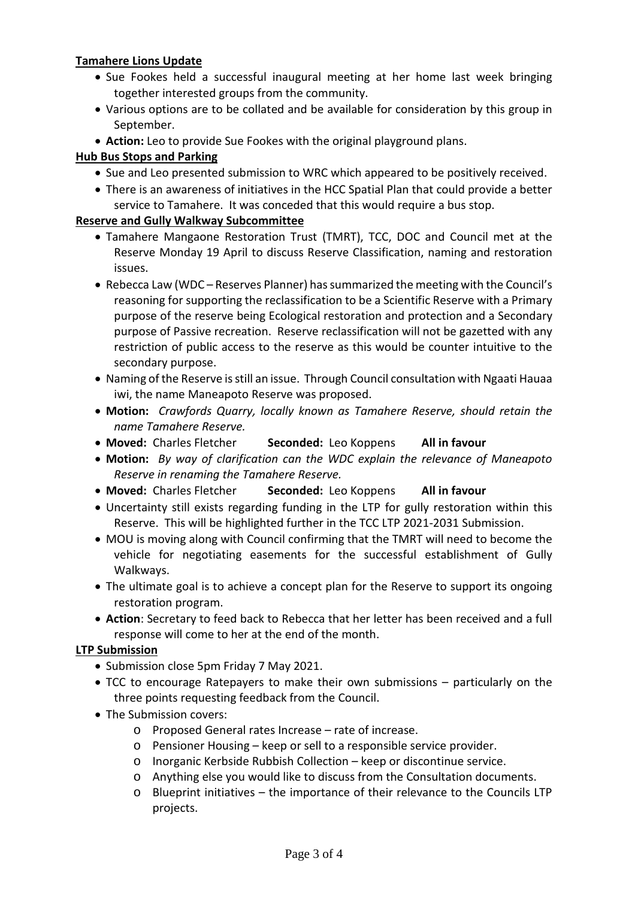**<u>Tamahere Lions Update</u>**

- Sue Fookes held a successful inaugural meeting at her home last week bringing together interested groups from the community.
- Various options are to be collated and be available for consideration by this group in September.
- **Action:** Leo to provide Sue Fookes with the original playground plans.

**<u>Hub Bus Stops and Parking</u>**

- Sue and Leo presented submission to WRC which appeared to be positively received.
- There is an awareness of initiatives in the HCC Spatial Plan that could provide a better service to Tamahere. It was conceded that this would require a bus stop.

**<u>Reserve and Gully Walkway Subcommittee</u>**

- Tamahere Mangaone Restoration Trust (TMRT), TCC, DOC and Council met at the Reserve Monday 19 April to discuss Reserve Classification, naming and restoration issues.
- Rebecca Law (WDC – Reserves Planner) has summarized the meeting with the Council's reasoning for supporting the reclassification to be a Scientific Reserve with a Primary purpose of the reserve being Ecological restoration and protection and a Secondary purpose of Passive recreation. Reserve reclassification will not be gazetted with any restriction of public access to the reserve as this would be counter intuitive to the secondary purpose.
- Naming of the Reserve is still an issue. Through Council consultation with Ngaati Hauaa iwi, the name Maneapoto Reserve was proposed.
- **Motion:** *Crawfords Quarry, locally known as Tamahere Reserve, should retain the name Tamahere Reserve.*
- **Moved:** Charles Fletcher **Seconded:** Leo Koppens **All in favour**
- **Motion:** *By way of clarification can the WDC explain the relevance of Maneapoto Reserve in renaming the Tamahere Reserve.*
- **Moved:** Charles Fletcher **Seconded:** Leo Koppens **All in favour**
- Uncertainty still exists regarding funding in the LTP for gully restoration within this Reserve. This will be highlighted further in the TCC LTP 2021-2031 Submission.
- MOU is moving along with Council confirming that the TMRT will need to become the vehicle for negotiating easements for the successful establishment of Gully Walkways.
- The ultimate goal is to achieve a concept plan for the Reserve to support its ongoing restoration program.
- **Action**: Secretary to feed back to Rebecca that her letter has been received and a full response will come to her at the end of the month.

**<u>LTP Submission</u>**

- Submission close 5pm Friday 7 May 2021.
- TCC to encourage Ratepayers to make their own submissions – particularly on the three points requesting feedback from the Council.
- The Submission covers:
  - Proposed General rates Increase – rate of increase.
  - Pensioner Housing – keep or sell to a responsible service provider.
  - Inorganic Kerbside Rubbish Collection – keep or discontinue service.
  - Anything else you would like to discuss from the Consultation documents.
  - Blueprint initiatives – the importance of their relevance to the Councils LTP projects.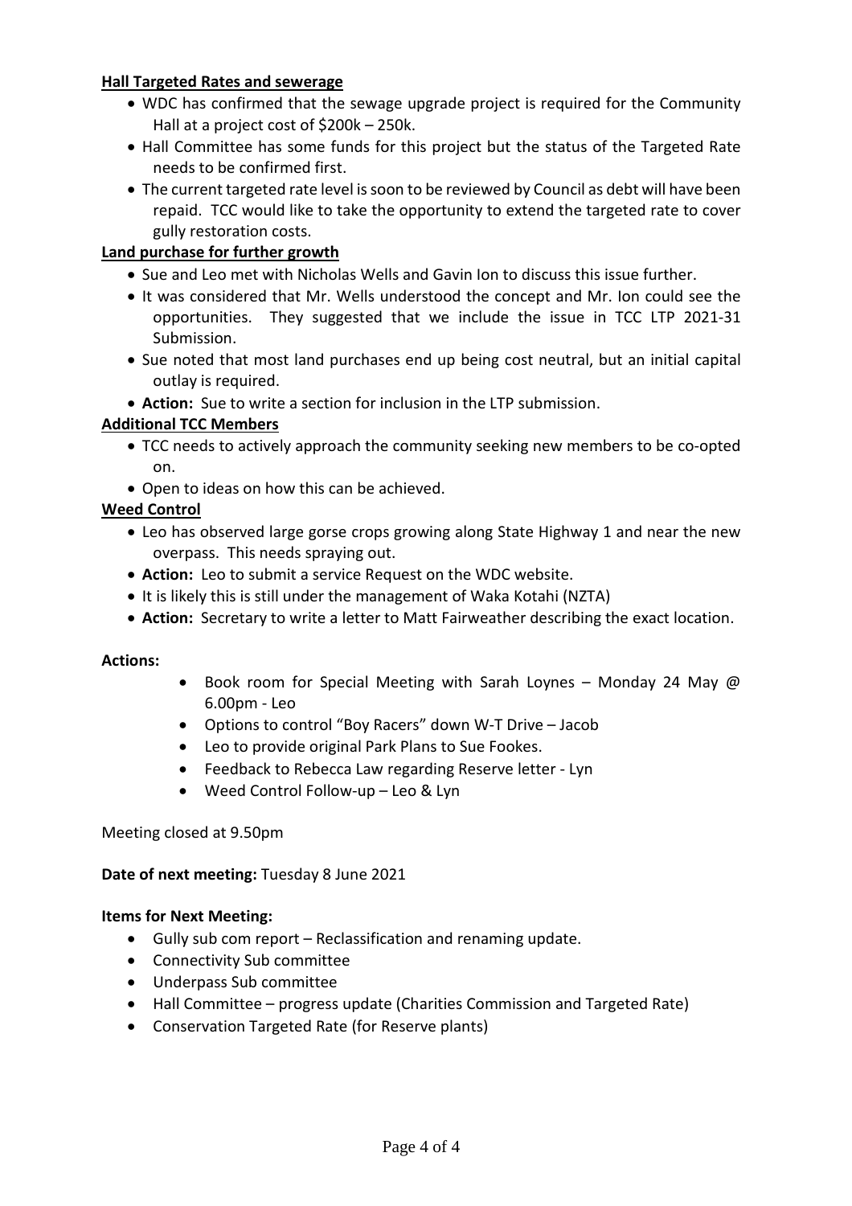**Hall Targeted Rates and sewerage**

- WDC has confirmed that the sewage upgrade project is required for the Community Hall at a project cost of $200k – 250k.
- Hall Committee has some funds for this project but the status of the Targeted Rate needs to be confirmed first.
- The current targeted rate level is soon to be reviewed by Council as debt will have been repaid. TCC would like to take the opportunity to extend the targeted rate to cover gully restoration costs.

**Land purchase for further growth**

- Sue and Leo met with Nicholas Wells and Gavin Ion to discuss this issue further.
- It was considered that Mr. Wells understood the concept and Mr. Ion could see the opportunities. They suggested that we include the issue in TCC LTP 2021-31 Submission.
- Sue noted that most land purchases end up being cost neutral, but an initial capital outlay is required.
- **Action:** Sue to write a section for inclusion in the LTP submission.

**Additional TCC Members**

- TCC needs to actively approach the community seeking new members to be co-opted on.
- Open to ideas on how this can be achieved.

**Weed Control**

- Leo has observed large gorse crops growing along State Highway 1 and near the new overpass. This needs spraying out.
- **Action:** Leo to submit a service Request on the WDC website.
- It is likely this is still under the management of Waka Kotahi (NZTA)
- **Action:** Secretary to write a letter to Matt Fairweather describing the exact location.

**Actions:**

- Book room for Special Meeting with Sarah Loynes – Monday 24 May @ 6.00pm - Leo
- Options to control "Boy Racers" down W-T Drive – Jacob
- Leo to provide original Park Plans to Sue Fookes.
- Feedback to Rebecca Law regarding Reserve letter - Lyn
- Weed Control Follow-up – Leo & Lyn

Meeting closed at 9.50pm

**Date of next meeting:** Tuesday 8 June 2021

**Items for Next Meeting:**

- Gully sub com report – Reclassification and renaming update.
- Connectivity Sub committee
- Underpass Sub committee
- Hall Committee – progress update (Charities Commission and Targeted Rate)
- Conservation Targeted Rate (for Reserve plants)